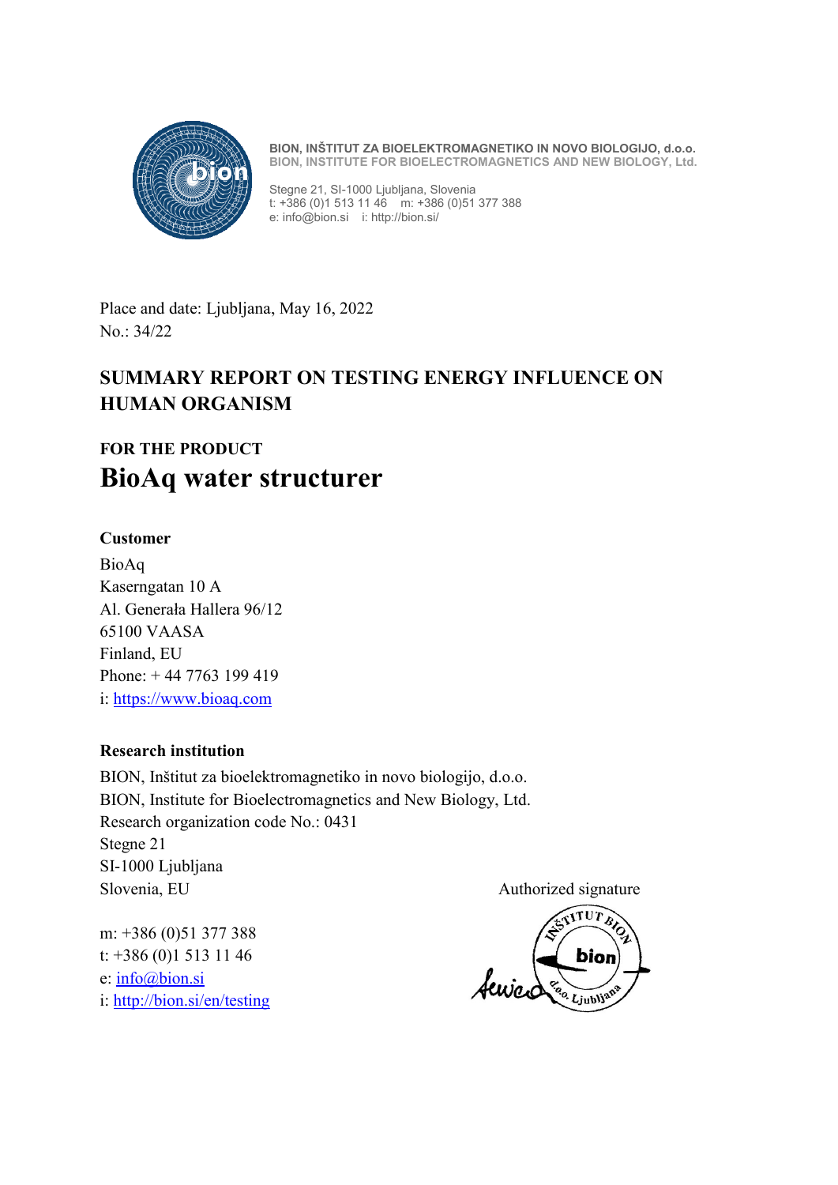BION, INŠTITUT ZA BIOELEKTROMAGNETIKO IN NOVO BIOLOGIJO, d.o.o.
BION, INSTITUTE FOR BIOELECTROMAGNETICS AND NEW BIOLOGY, Ltd.

Stegne 21, SI-1000 Ljubljana, Slovenia
t: +386 (0)1 513 11 46 m: +386 (0)51 377 388
e: info@bion.si i: http://bion.si/

Place and date: Ljubljana, May 16, 2022
No.: 34/22

# SUMMARY REPORT ON TESTING ENERGY INFLUENCE ON HUMAN ORGANISM

## FOR THE PRODUCT

# BioAq water structurer

**Customer**

BioAq
Kaserngatan 10 A
Al. Generała Hallera 96/12
65100 VAASA
Finland, EU
Phone: + 44 7763 199 419
i: https://www.bioaq.com

**Research institution**

BION, Inštitut za bioelektromagnetiko in novo biologijo, d.o.o.
BION, Institute for Bioelectromagnetics and New Biology, Ltd.
Research organization code No.: 0431
Stegne 21
SI-1000 Ljubljana
Slovenia, EU

m: +386 (0)51 377 388
t: +386 (0)1 513 11 46
e: info@bion.si
i: http://bion.si/en/testing

Authorized signature

INŠTITUT BION
bion
d.o.o. Ljubljana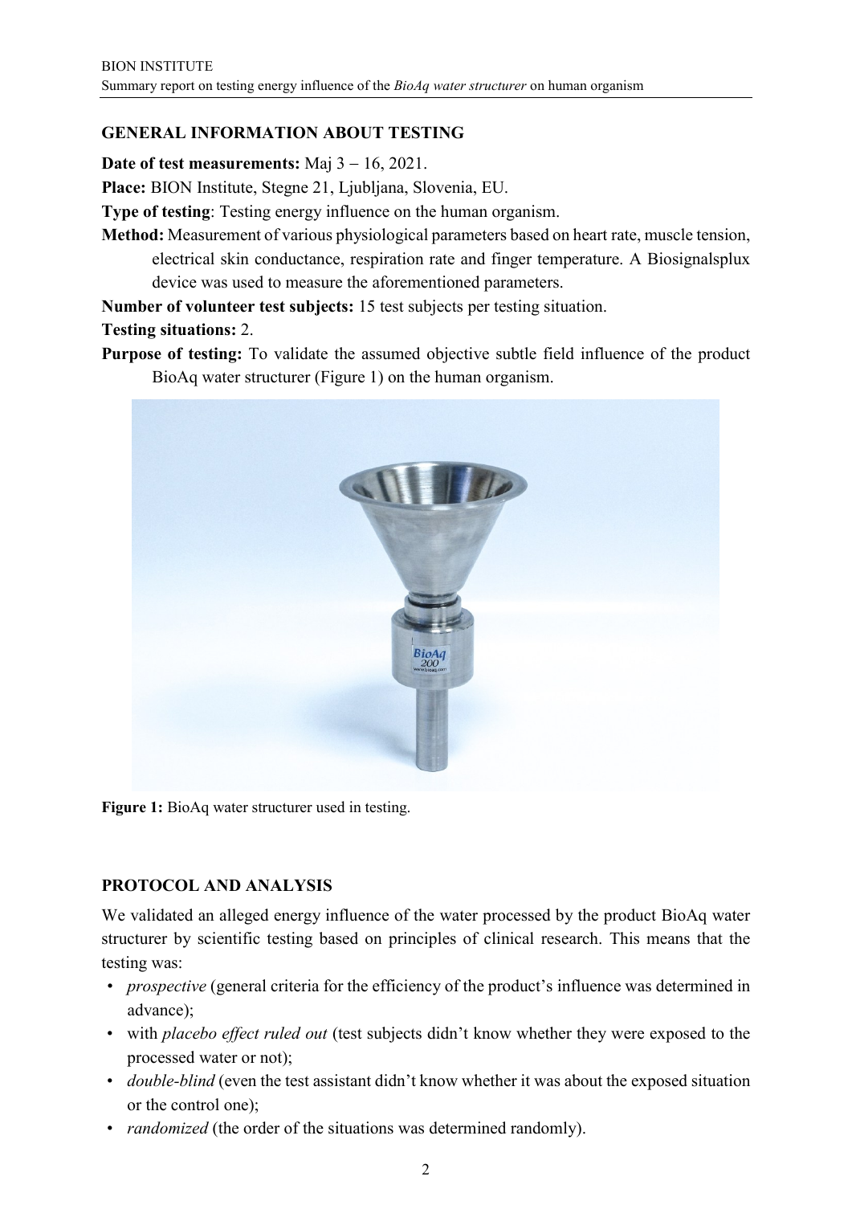## GENERAL INFORMATION ABOUT TESTING

**Date of test measurements:** Maj 3 – 16, 2021.

**Place:** BION Institute, Stegne 21, Ljubljana, Slovenia, EU.

**Type of testing**: Testing energy influence on the human organism.

**Method:** Measurement of various physiological parameters based on heart rate, muscle tension, electrical skin conductance, respiration rate and finger temperature. A Biosignalsplux device was used to measure the aforementioned parameters.

**Number of volunteer test subjects:** 15 test subjects per testing situation.

**Testing situations:** 2.

**Purpose of testing:** To validate the assumed objective subtle field influence of the product BioAq water structurer (Figure 1) on the human organism.

**Figure 1:** BioAq water structurer used in testing.

## PROTOCOL AND ANALYSIS

We validated an alleged energy influence of the water processed by the product BioAq water structurer by scientific testing based on principles of clinical research. This means that the testing was:

- *prospective* (general criteria for the efficiency of the product's influence was determined in advance);
- with *placebo effect ruled out* (test subjects didn't know whether they were exposed to the processed water or not);
- *double-blind* (even the test assistant didn't know whether it was about the exposed situation or the control one);
- *randomized* (the order of the situations was determined randomly).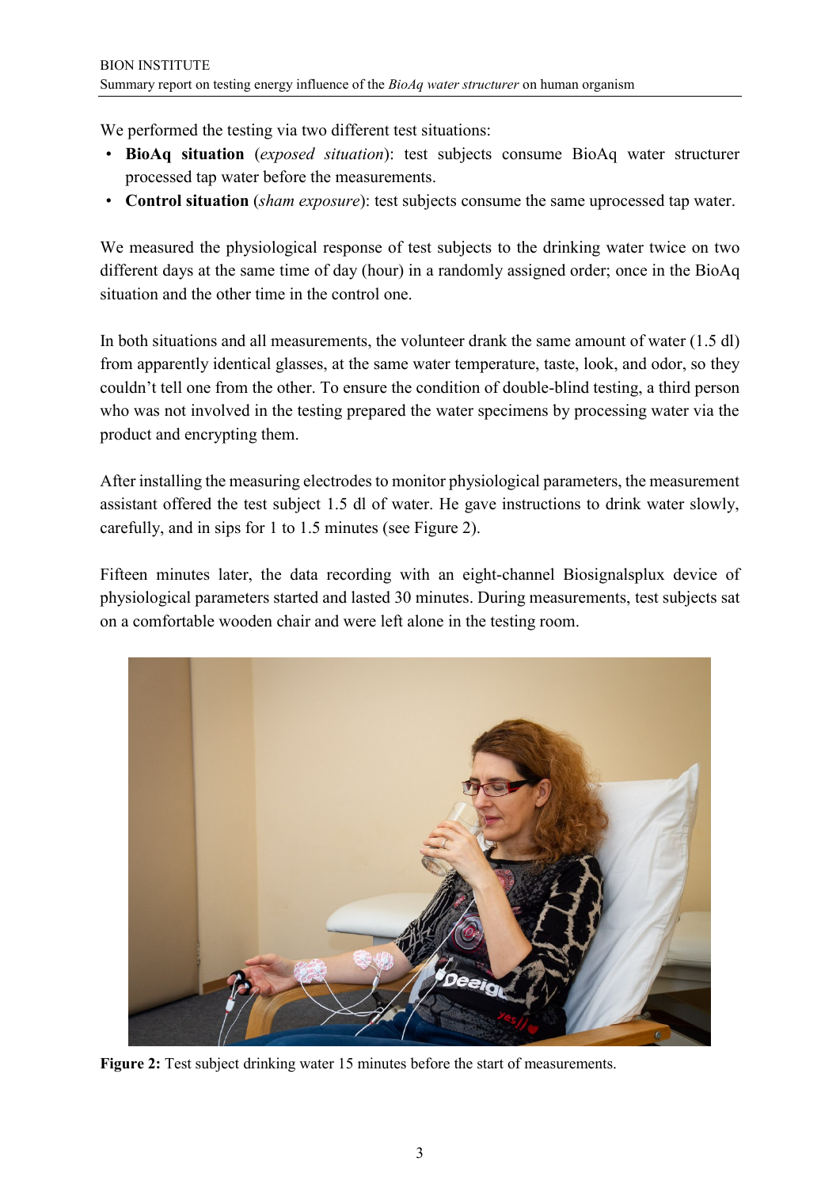We performed the testing via two different test situations:

- **BioAq situation** (*exposed situation*): test subjects consume BioAq water structurer processed tap water before the measurements.
- **Control situation** (*sham exposure*): test subjects consume the same uprocessed tap water.

We measured the physiological response of test subjects to the drinking water twice on two different days at the same time of day (hour) in a randomly assigned order; once in the BioAq situation and the other time in the control one.

In both situations and all measurements, the volunteer drank the same amount of water (1.5 dl) from apparently identical glasses, at the same water temperature, taste, look, and odor, so they couldn't tell one from the other. To ensure the condition of double-blind testing, a third person who was not involved in the testing prepared the water specimens by processing water via the product and encrypting them.

After installing the measuring electrodes to monitor physiological parameters, the measurement assistant offered the test subject 1.5 dl of water. He gave instructions to drink water slowly, carefully, and in sips for 1 to 1.5 minutes (see Figure 2).

Fifteen minutes later, the data recording with an eight-channel Biosignalsplux device of physiological parameters started and lasted 30 minutes. During measurements, test subjects sat on a comfortable wooden chair and were left alone in the testing room.

**Figure 2:** Test subject drinking water 15 minutes before the start of measurements.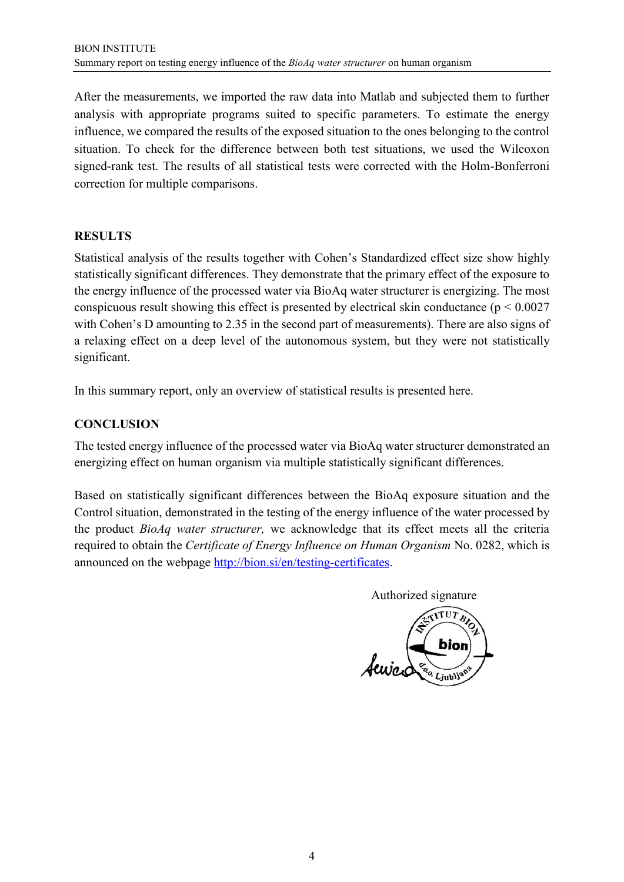After the measurements, we imported the raw data into Matlab and subjected them to further analysis with appropriate programs suited to specific parameters. To estimate the energy influence, we compared the results of the exposed situation to the ones belonging to the control situation. To check for the difference between both test situations, we used the Wilcoxon signed-rank test. The results of all statistical tests were corrected with the Holm-Bonferroni correction for multiple comparisons.

## RESULTS

Statistical analysis of the results together with Cohen's Standardized effect size show highly statistically significant differences. They demonstrate that the primary effect of the exposure to the energy influence of the processed water via BioAq water structurer is energizing. The most conspicuous result showing this effect is presented by electrical skin conductance ($p < 0.0027$ with Cohen's D amounting to 2.35 in the second part of measurements). There are also signs of a relaxing effect on a deep level of the autonomous system, but they were not statistically significant.

In this summary report, only an overview of statistical results is presented here.

## CONCLUSION

The tested energy influence of the processed water via BioAq water structurer demonstrated an energizing effect on human organism via multiple statistically significant differences.

Based on statistically significant differences between the BioAq exposure situation and the Control situation, demonstrated in the testing of the energy influence of the water processed by the product *BioAq water structurer,* we acknowledge that its effect meets all the criteria required to obtain the *Certificate of Energy Influence on Human Organism* No. 0282, which is announced on the webpage http://bion.si/en/testing-certificates.

Authorized signature

INŠTITUT BION bion d.o.o. Ljubljana